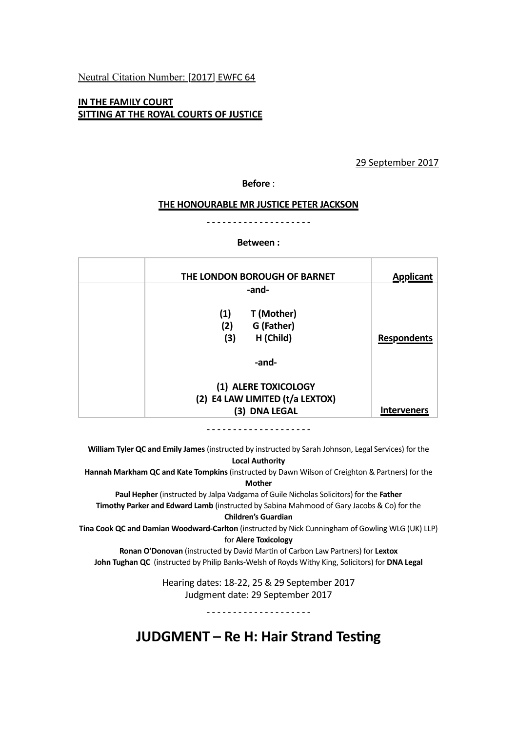Neutral Citation Number: [2017] EWFC 64

**IN THE FAMILY COURT**
**SITTING AT THE ROYAL COURTS OF JUSTICE**

29 September 2017

**Before** :

**THE HONOURABLE MR JUSTICE PETER JACKSON**

- - - - - - - - - - - - - - - - - - - -

**Between :**

| | | |
|---|---|---|
| | **THE LONDON BOROUGH OF BARNET** | **Applicant** |
| | **-and-** | |
| | **(1) T (Mother)**<br>**(2) G (Father)**<br>**(3) H (Child)** | **Respondents** |
| | **-and-** | |
| | **(1) ALERE TOXICOLOGY**<br>**(2) E4 LAW LIMITED (t/a LEXTOX)**<br>**(3) DNA LEGAL** | **Interveners** |

- - - - - - - - - - - - - - - - - - - -

**William Tyler QC and Emily James** (instructed by instructed by Sarah Johnson, Legal Services) for the **Local Authority**
**Hannah Markham QC and Kate Tompkins** (instructed by Dawn Wilson of Creighton & Partners) for the **Mother**
**Paul Hepher** (instructed by Jalpa Vadgama of Guile Nicholas Solicitors) for the **Father**
**Timothy Parker and Edward Lamb** (instructed by Sabina Mahmood of Gary Jacobs & Co) for the **Children's Guardian**
**Tina Cook QC and Damian Woodward-Carlton** (instructed by Nick Cunningham of Gowling WLG (UK) LLP) for **Alere Toxicology**
**Ronan O'Donovan** (instructed by David Martin of Carbon Law Partners) for **Lextox**
**John Tughan QC** (instructed by Philip Banks-Welsh of Royds Withy King, Solicitors) for **DNA Legal**

Hearing dates: 18-22, 25 & 29 September 2017
Judgment date: 29 September 2017

- - - - - - - - - - - - - - - - - - - -

# JUDGMENT – Re H: Hair Strand Testing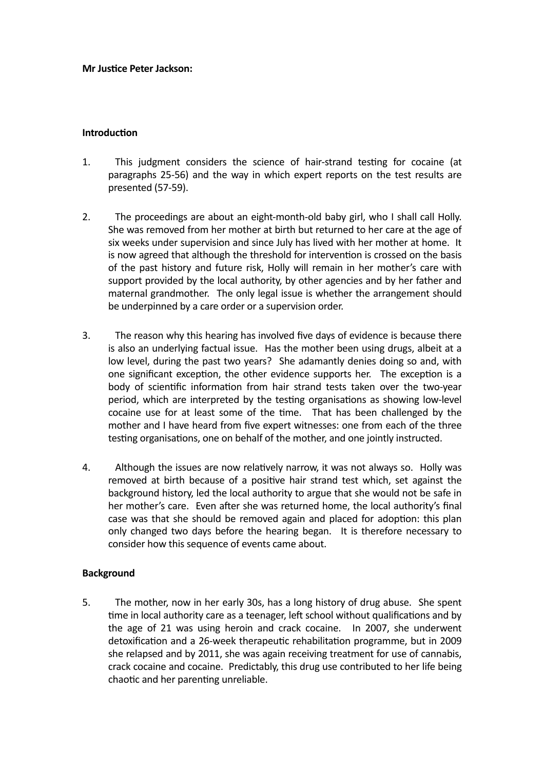**Mr Justice Peter Jackson:**

**Introduction**

1. This judgment considers the science of hair-strand testing for cocaine (at paragraphs 25-56) and the way in which expert reports on the test results are presented (57-59).

2. The proceedings are about an eight-month-old baby girl, who I shall call Holly. She was removed from her mother at birth but returned to her care at the age of six weeks under supervision and since July has lived with her mother at home. It is now agreed that although the threshold for intervention is crossed on the basis of the past history and future risk, Holly will remain in her mother's care with support provided by the local authority, by other agencies and by her father and maternal grandmother. The only legal issue is whether the arrangement should be underpinned by a care order or a supervision order.

3. The reason why this hearing has involved five days of evidence is because there is also an underlying factual issue. Has the mother been using drugs, albeit at a low level, during the past two years? She adamantly denies doing so and, with one significant exception, the other evidence supports her. The exception is a body of scientific information from hair strand tests taken over the two-year period, which are interpreted by the testing organisations as showing low-level cocaine use for at least some of the time. That has been challenged by the mother and I have heard from five expert witnesses: one from each of the three testing organisations, one on behalf of the mother, and one jointly instructed.

4. Although the issues are now relatively narrow, it was not always so. Holly was removed at birth because of a positive hair strand test which, set against the background history, led the local authority to argue that she would not be safe in her mother's care. Even after she was returned home, the local authority's final case was that she should be removed again and placed for adoption: this plan only changed two days before the hearing began. It is therefore necessary to consider how this sequence of events came about.

**Background**

5. The mother, now in her early 30s, has a long history of drug abuse. She spent time in local authority care as a teenager, left school without qualifications and by the age of 21 was using heroin and crack cocaine. In 2007, she underwent detoxification and a 26-week therapeutic rehabilitation programme, but in 2009 she relapsed and by 2011, she was again receiving treatment for use of cannabis, crack cocaine and cocaine. Predictably, this drug use contributed to her life being chaotic and her parenting unreliable.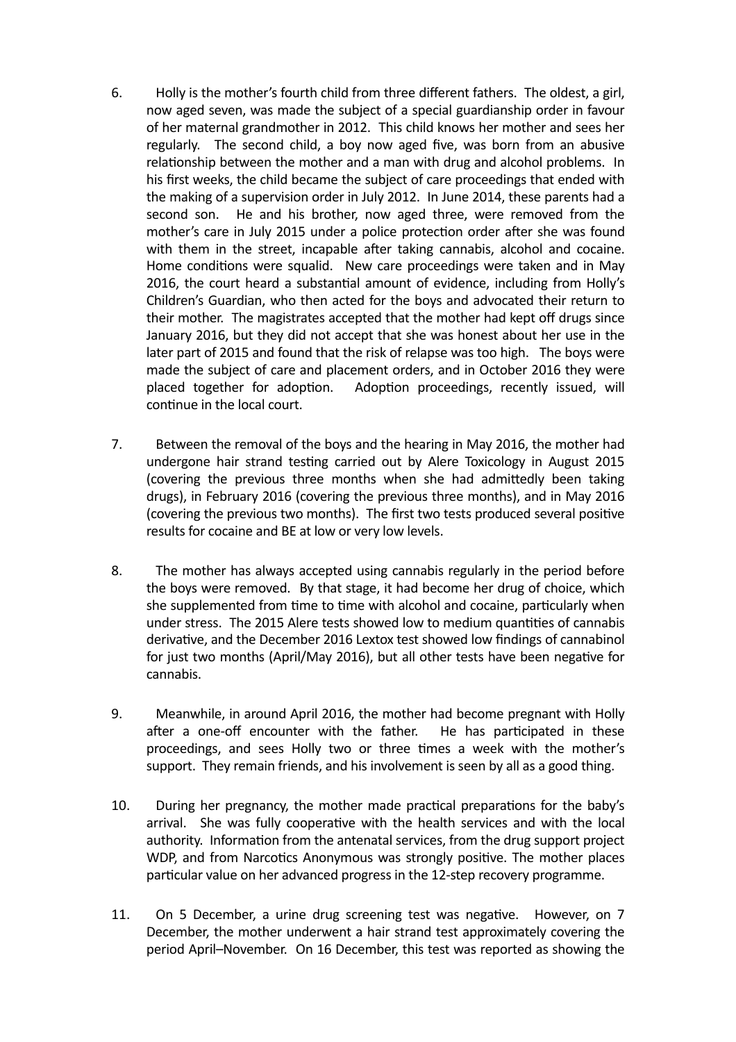6. Holly is the mother's fourth child from three different fathers. The oldest, a girl, now aged seven, was made the subject of a special guardianship order in favour of her maternal grandmother in 2012. This child knows her mother and sees her regularly. The second child, a boy now aged five, was born from an abusive relationship between the mother and a man with drug and alcohol problems. In his first weeks, the child became the subject of care proceedings that ended with the making of a supervision order in July 2012. In June 2014, these parents had a second son. He and his brother, now aged three, were removed from the mother's care in July 2015 under a police protection order after she was found with them in the street, incapable after taking cannabis, alcohol and cocaine. Home conditions were squalid. New care proceedings were taken and in May 2016, the court heard a substantial amount of evidence, including from Holly's Children's Guardian, who then acted for the boys and advocated their return to their mother. The magistrates accepted that the mother had kept off drugs since January 2016, but they did not accept that she was honest about her use in the later part of 2015 and found that the risk of relapse was too high. The boys were made the subject of care and placement orders, and in October 2016 they were placed together for adoption. Adoption proceedings, recently issued, will continue in the local court.

7. Between the removal of the boys and the hearing in May 2016, the mother had undergone hair strand testing carried out by Alere Toxicology in August 2015 (covering the previous three months when she had admittedly been taking drugs), in February 2016 (covering the previous three months), and in May 2016 (covering the previous two months). The first two tests produced several positive results for cocaine and BE at low or very low levels.

8. The mother has always accepted using cannabis regularly in the period before the boys were removed. By that stage, it had become her drug of choice, which she supplemented from time to time with alcohol and cocaine, particularly when under stress. The 2015 Alere tests showed low to medium quantities of cannabis derivative, and the December 2016 Lextox test showed low findings of cannabinol for just two months (April/May 2016), but all other tests have been negative for cannabis.

9. Meanwhile, in around April 2016, the mother had become pregnant with Holly after a one-off encounter with the father. He has participated in these proceedings, and sees Holly two or three times a week with the mother's support. They remain friends, and his involvement is seen by all as a good thing.

10. During her pregnancy, the mother made practical preparations for the baby's arrival. She was fully cooperative with the health services and with the local authority. Information from the antenatal services, from the drug support project WDP, and from Narcotics Anonymous was strongly positive. The mother places particular value on her advanced progress in the 12-step recovery programme.

11. On 5 December, a urine drug screening test was negative. However, on 7 December, the mother underwent a hair strand test approximately covering the period April–November. On 16 December, this test was reported as showing the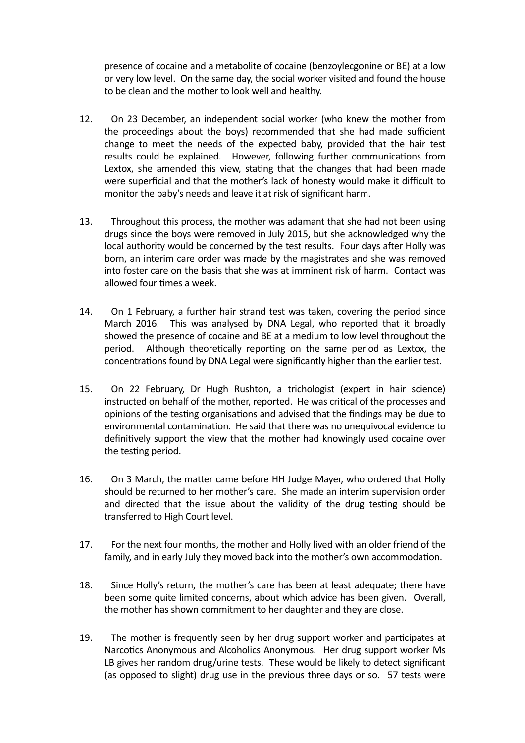presence of cocaine and a metabolite of cocaine (benzoylecgonine or BE) at a low or very low level. On the same day, the social worker visited and found the house to be clean and the mother to look well and healthy.

12. On 23 December, an independent social worker (who knew the mother from the proceedings about the boys) recommended that she had made sufficient change to meet the needs of the expected baby, provided that the hair test results could be explained. However, following further communications from Lextox, she amended this view, stating that the changes that had been made were superficial and that the mother's lack of honesty would make it difficult to monitor the baby's needs and leave it at risk of significant harm.

13. Throughout this process, the mother was adamant that she had not been using drugs since the boys were removed in July 2015, but she acknowledged why the local authority would be concerned by the test results. Four days after Holly was born, an interim care order was made by the magistrates and she was removed into foster care on the basis that she was at imminent risk of harm. Contact was allowed four times a week.

14. On 1 February, a further hair strand test was taken, covering the period since March 2016. This was analysed by DNA Legal, who reported that it broadly showed the presence of cocaine and BE at a medium to low level throughout the period. Although theoretically reporting on the same period as Lextox, the concentrations found by DNA Legal were significantly higher than the earlier test.

15. On 22 February, Dr Hugh Rushton, a trichologist (expert in hair science) instructed on behalf of the mother, reported. He was critical of the processes and opinions of the testing organisations and advised that the findings may be due to environmental contamination. He said that there was no unequivocal evidence to definitively support the view that the mother had knowingly used cocaine over the testing period.

16. On 3 March, the matter came before HH Judge Mayer, who ordered that Holly should be returned to her mother's care. She made an interim supervision order and directed that the issue about the validity of the drug testing should be transferred to High Court level.

17. For the next four months, the mother and Holly lived with an older friend of the family, and in early July they moved back into the mother's own accommodation.

18. Since Holly's return, the mother's care has been at least adequate; there have been some quite limited concerns, about which advice has been given. Overall, the mother has shown commitment to her daughter and they are close.

19. The mother is frequently seen by her drug support worker and participates at Narcotics Anonymous and Alcoholics Anonymous. Her drug support worker Ms LB gives her random drug/urine tests. These would be likely to detect significant (as opposed to slight) drug use in the previous three days or so. 57 tests were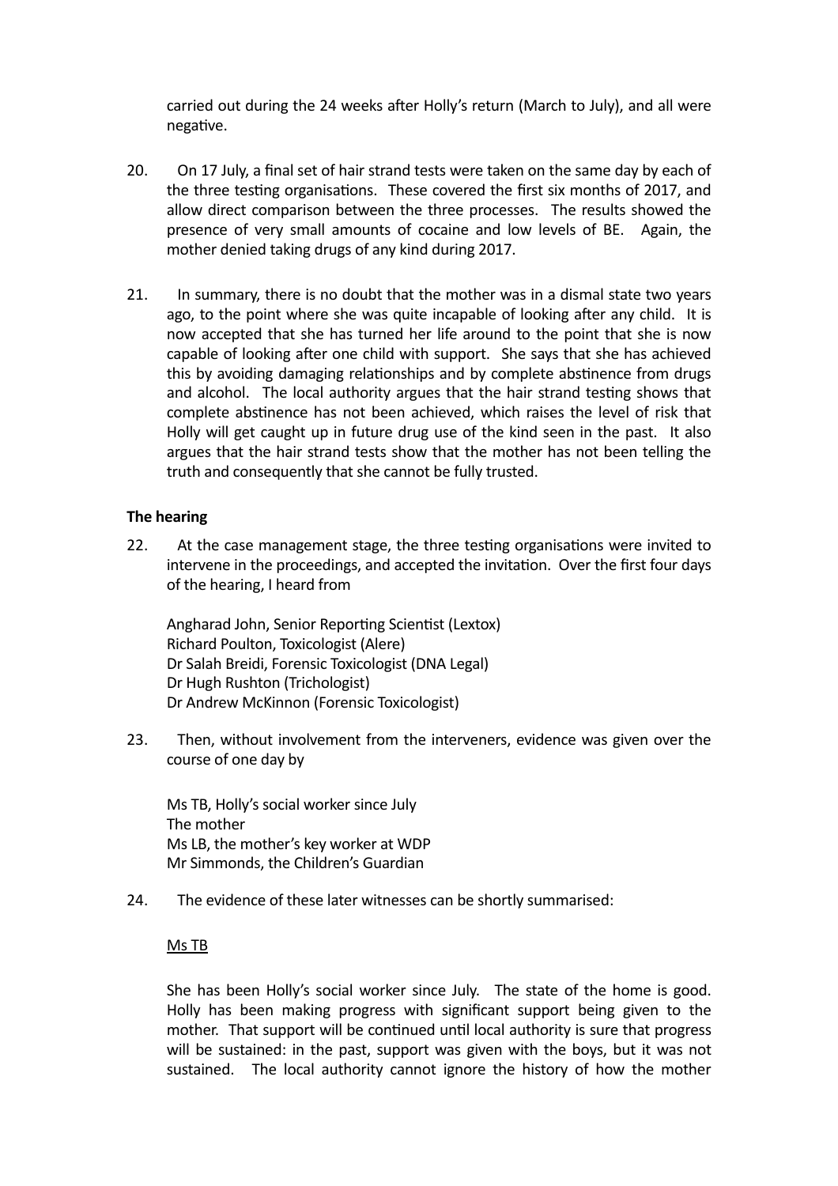carried out during the 24 weeks after Holly's return (March to July), and all were negative.

20. On 17 July, a final set of hair strand tests were taken on the same day by each of the three testing organisations. These covered the first six months of 2017, and allow direct comparison between the three processes. The results showed the presence of very small amounts of cocaine and low levels of BE. Again, the mother denied taking drugs of any kind during 2017.

21. In summary, there is no doubt that the mother was in a dismal state two years ago, to the point where she was quite incapable of looking after any child. It is now accepted that she has turned her life around to the point that she is now capable of looking after one child with support. She says that she has achieved this by avoiding damaging relationships and by complete abstinence from drugs and alcohol. The local authority argues that the hair strand testing shows that complete abstinence has not been achieved, which raises the level of risk that Holly will get caught up in future drug use of the kind seen in the past. It also argues that the hair strand tests show that the mother has not been telling the truth and consequently that she cannot be fully trusted.

**The hearing**

22. At the case management stage, the three testing organisations were invited to intervene in the proceedings, and accepted the invitation. Over the first four days of the hearing, I heard from

Angharad John, Senior Reporting Scientist (Lextox)
Richard Poulton, Toxicologist (Alere)
Dr Salah Breidi, Forensic Toxicologist (DNA Legal)
Dr Hugh Rushton (Trichologist)
Dr Andrew McKinnon (Forensic Toxicologist)

23. Then, without involvement from the interveners, evidence was given over the course of one day by

Ms TB, Holly's social worker since July
The mother
Ms LB, the mother's key worker at WDP
Mr Simmonds, the Children's Guardian

24. The evidence of these later witnesses can be shortly summarised:

Ms TB

She has been Holly's social worker since July. The state of the home is good. Holly has been making progress with significant support being given to the mother. That support will be continued until local authority is sure that progress will be sustained: in the past, support was given with the boys, but it was not sustained. The local authority cannot ignore the history of how the mother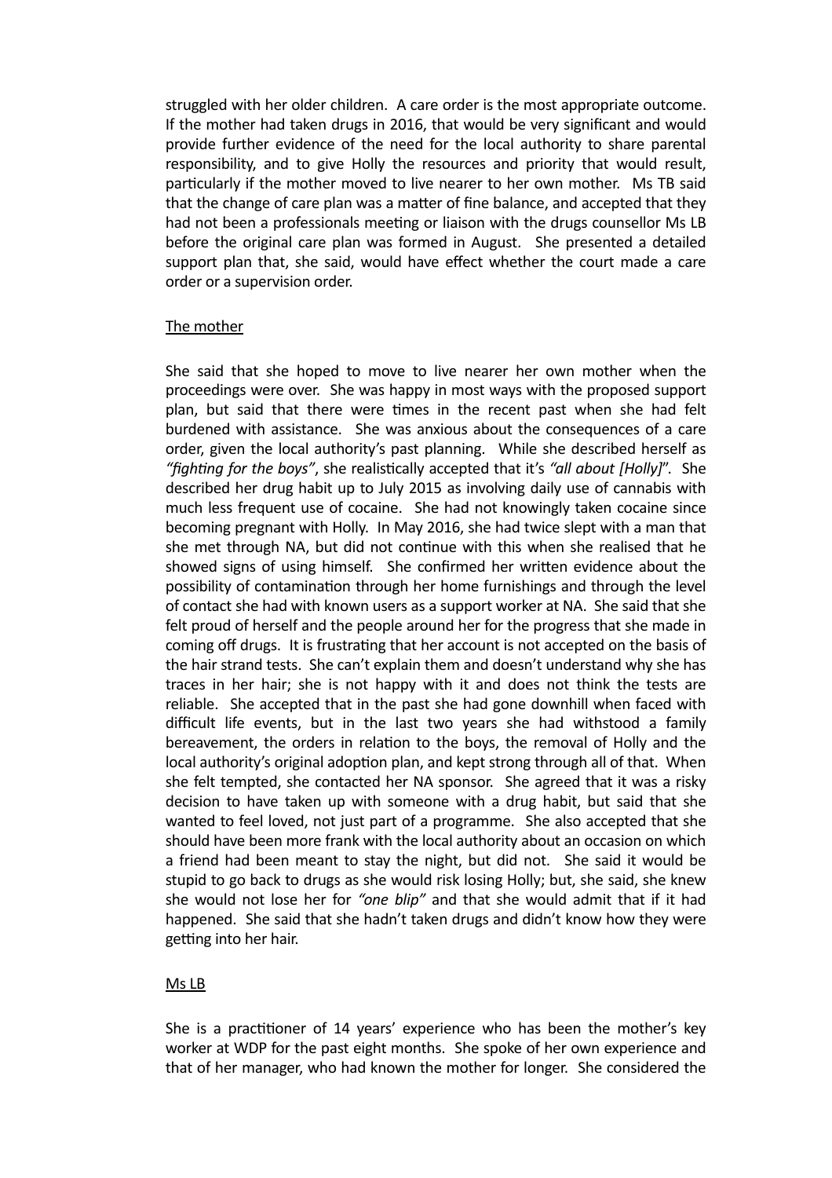struggled with her older children. A care order is the most appropriate outcome. If the mother had taken drugs in 2016, that would be very significant and would provide further evidence of the need for the local authority to share parental responsibility, and to give Holly the resources and priority that would result, particularly if the mother moved to live nearer to her own mother. Ms TB said that the change of care plan was a matter of fine balance, and accepted that they had not been a professionals meeting or liaison with the drugs counsellor Ms LB before the original care plan was formed in August. She presented a detailed support plan that, she said, would have effect whether the court made a care order or a supervision order.

The mother

She said that she hoped to move to live nearer her own mother when the proceedings were over. She was happy in most ways with the proposed support plan, but said that there were times in the recent past when she had felt burdened with assistance. She was anxious about the consequences of a care order, given the local authority's past planning. While she described herself as *"fighting for the boys"*, she realistically accepted that it's *"all about [Holly]"*. She described her drug habit up to July 2015 as involving daily use of cannabis with much less frequent use of cocaine. She had not knowingly taken cocaine since becoming pregnant with Holly. In May 2016, she had twice slept with a man that she met through NA, but did not continue with this when she realised that he showed signs of using himself. She confirmed her written evidence about the possibility of contamination through her home furnishings and through the level of contact she had with known users as a support worker at NA. She said that she felt proud of herself and the people around her for the progress that she made in coming off drugs. It is frustrating that her account is not accepted on the basis of the hair strand tests. She can't explain them and doesn't understand why she has traces in her hair; she is not happy with it and does not think the tests are reliable. She accepted that in the past she had gone downhill when faced with difficult life events, but in the last two years she had withstood a family bereavement, the orders in relation to the boys, the removal of Holly and the local authority's original adoption plan, and kept strong through all of that. When she felt tempted, she contacted her NA sponsor. She agreed that it was a risky decision to have taken up with someone with a drug habit, but said that she wanted to feel loved, not just part of a programme. She also accepted that she should have been more frank with the local authority about an occasion on which a friend had been meant to stay the night, but did not. She said it would be stupid to go back to drugs as she would risk losing Holly; but, she said, she knew she would not lose her for *"one blip"* and that she would admit that if it had happened. She said that she hadn't taken drugs and didn't know how they were getting into her hair.

Ms LB

She is a practitioner of 14 years' experience who has been the mother's key worker at WDP for the past eight months. She spoke of her own experience and that of her manager, who had known the mother for longer. She considered the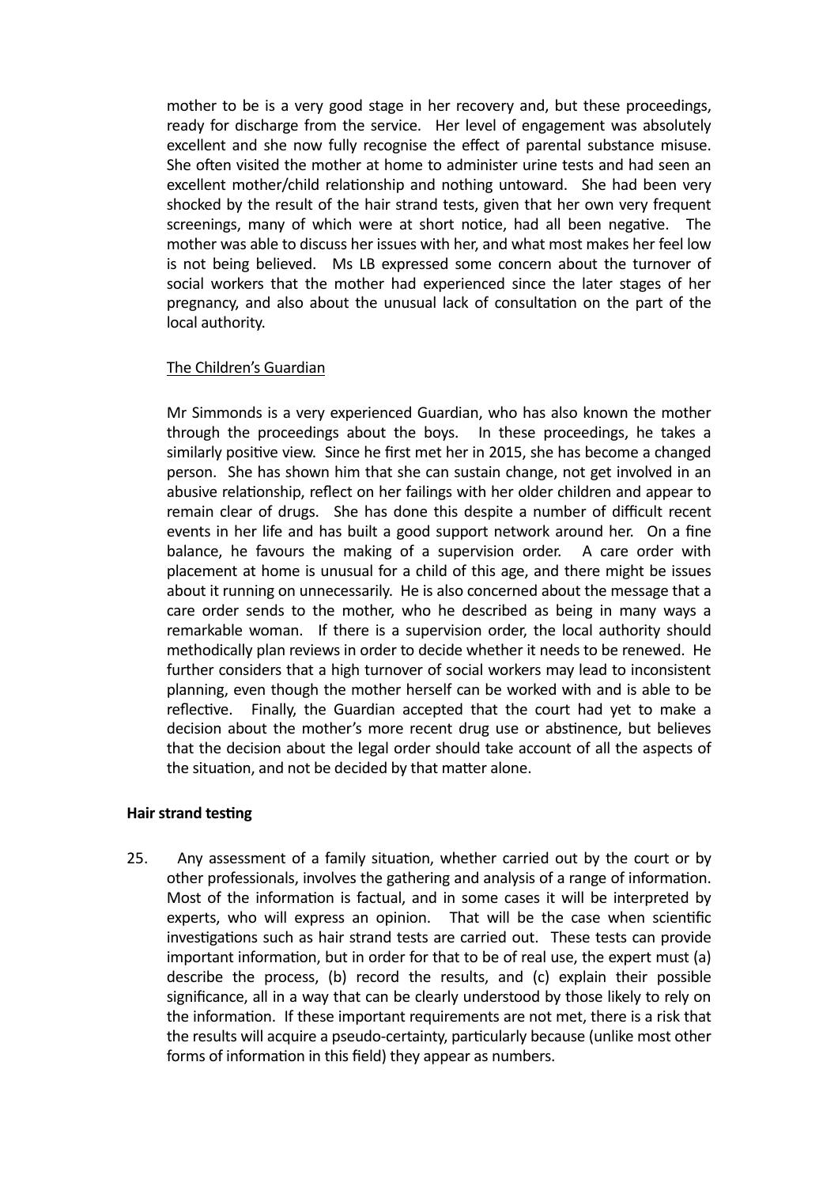mother to be is a very good stage in her recovery and, but these proceedings, ready for discharge from the service. Her level of engagement was absolutely excellent and she now fully recognise the effect of parental substance misuse. She often visited the mother at home to administer urine tests and had seen an excellent mother/child relationship and nothing untoward. She had been very shocked by the result of the hair strand tests, given that her own very frequent screenings, many of which were at short notice, had all been negative. The mother was able to discuss her issues with her, and what most makes her feel low is not being believed. Ms LB expressed some concern about the turnover of social workers that the mother had experienced since the later stages of her pregnancy, and also about the unusual lack of consultation on the part of the local authority.

<u>The Children's Guardian</u>

Mr Simmonds is a very experienced Guardian, who has also known the mother through the proceedings about the boys. In these proceedings, he takes a similarly positive view. Since he first met her in 2015, she has become a changed person. She has shown him that she can sustain change, not get involved in an abusive relationship, reflect on her failings with her older children and appear to remain clear of drugs. She has done this despite a number of difficult recent events in her life and has built a good support network around her. On a fine balance, he favours the making of a supervision order. A care order with placement at home is unusual for a child of this age, and there might be issues about it running on unnecessarily. He is also concerned about the message that a care order sends to the mother, who he described as being in many ways a remarkable woman. If there is a supervision order, the local authority should methodically plan reviews in order to decide whether it needs to be renewed. He further considers that a high turnover of social workers may lead to inconsistent planning, even though the mother herself can be worked with and is able to be reflective. Finally, the Guardian accepted that the court had yet to make a decision about the mother's more recent drug use or abstinence, but believes that the decision about the legal order should take account of all the aspects of the situation, and not be decided by that matter alone.

**Hair strand testing**

25. Any assessment of a family situation, whether carried out by the court or by other professionals, involves the gathering and analysis of a range of information. Most of the information is factual, and in some cases it will be interpreted by experts, who will express an opinion. That will be the case when scientific investigations such as hair strand tests are carried out. These tests can provide important information, but in order for that to be of real use, the expert must (a) describe the process, (b) record the results, and (c) explain their possible significance, all in a way that can be clearly understood by those likely to rely on the information. If these important requirements are not met, there is a risk that the results will acquire a pseudo-certainty, particularly because (unlike most other forms of information in this field) they appear as numbers.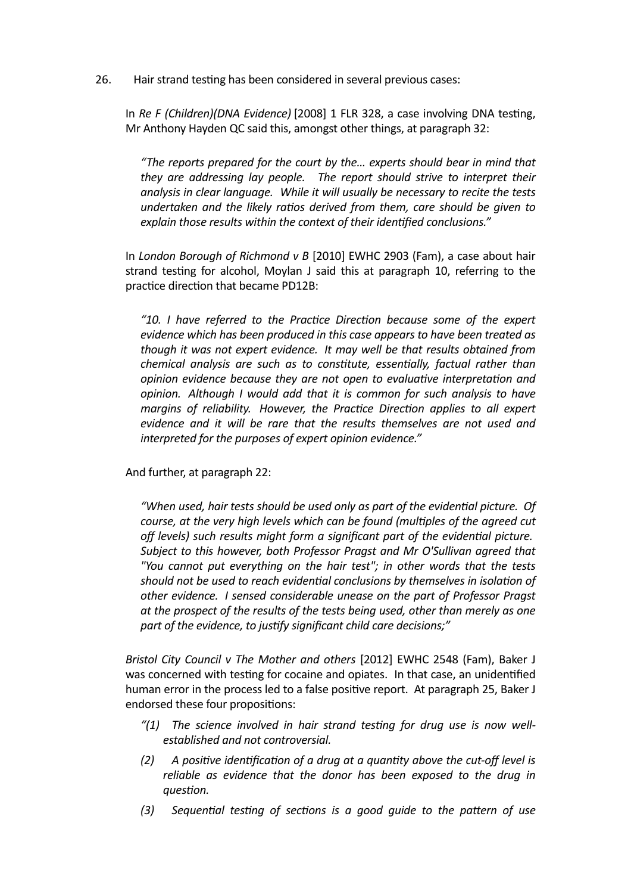26. Hair strand testing has been considered in several previous cases:

In *Re F (Children)(DNA Evidence)* [2008] 1 FLR 328, a case involving DNA testing, Mr Anthony Hayden QC said this, amongst other things, at paragraph 32:

> *"The reports prepared for the court by the… experts should bear in mind that they are addressing lay people. The report should strive to interpret their analysis in clear language. While it will usually be necessary to recite the tests undertaken and the likely ratios derived from them, care should be given to explain those results within the context of their identified conclusions."*

In *London Borough of Richmond v B* [2010] EWHC 2903 (Fam), a case about hair strand testing for alcohol, Moylan J said this at paragraph 10, referring to the practice direction that became PD12B:

> *"10. I have referred to the Practice Direction because some of the expert evidence which has been produced in this case appears to have been treated as though it was not expert evidence. It may well be that results obtained from chemical analysis are such as to constitute, essentially, factual rather than opinion evidence because they are not open to evaluative interpretation and opinion. Although I would add that it is common for such analysis to have margins of reliability. However, the Practice Direction applies to all expert evidence and it will be rare that the results themselves are not used and interpreted for the purposes of expert opinion evidence."*

And further, at paragraph 22:

> *"When used, hair tests should be used only as part of the evidential picture. Of course, at the very high levels which can be found (multiples of the agreed cut off levels) such results might form a significant part of the evidential picture. Subject to this however, both Professor Pragst and Mr O'Sullivan agreed that "You cannot put everything on the hair test"; in other words that the tests should not be used to reach evidential conclusions by themselves in isolation of other evidence. I sensed considerable unease on the part of Professor Pragst at the prospect of the results of the tests being used, other than merely as one part of the evidence, to justify significant child care decisions;"*

*Bristol City Council v The Mother and others* [2012] EWHC 2548 (Fam), Baker J was concerned with testing for cocaine and opiates. In that case, an unidentified human error in the process led to a false positive report. At paragraph 25, Baker J endorsed these four propositions:

> *"(1) The science involved in hair strand testing for drug use is now well-established and not controversial.*
>
> *(2) A positive identification of a drug at a quantity above the cut-off level is reliable as evidence that the donor has been exposed to the drug in question.*
>
> *(3) Sequential testing of sections is a good guide to the pattern of use*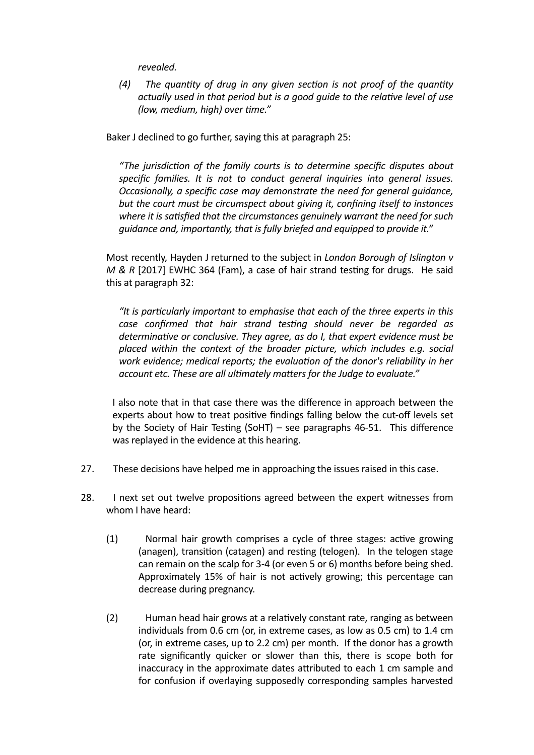*revealed.*

*(4) The quantity of drug in any given section is not proof of the quantity actually used in that period but is a good guide to the relative level of use (low, medium, high) over time."*

Baker J declined to go further, saying this at paragraph 25:

> *"The jurisdiction of the family courts is to determine specific disputes about specific families. It is not to conduct general inquiries into general issues. Occasionally, a specific case may demonstrate the need for general guidance, but the court must be circumspect about giving it, confining itself to instances where it is satisfied that the circumstances genuinely warrant the need for such guidance and, importantly, that is fully briefed and equipped to provide it."*

Most recently, Hayden J returned to the subject in *London Borough of Islington v M & R* [2017] EWHC 364 (Fam), a case of hair strand testing for drugs. He said this at paragraph 32:

> *"It is particularly important to emphasise that each of the three experts in this case confirmed that hair strand testing should never be regarded as determinative or conclusive. They agree, as do I, that expert evidence must be placed within the context of the broader picture, which includes e.g. social work evidence; medical reports; the evaluation of the donor's reliability in her account etc. These are all ultimately matters for the Judge to evaluate."*

I also note that in that case there was the difference in approach between the experts about how to treat positive findings falling below the cut-off levels set by the Society of Hair Testing (SoHT) – see paragraphs 46-51. This difference was replayed in the evidence at this hearing.

27. These decisions have helped me in approaching the issues raised in this case.

28. I next set out twelve propositions agreed between the expert witnesses from whom I have heard:

(1) Normal hair growth comprises a cycle of three stages: active growing (anagen), transition (catagen) and resting (telogen). In the telogen stage can remain on the scalp for 3-4 (or even 5 or 6) months before being shed. Approximately 15% of hair is not actively growing; this percentage can decrease during pregnancy.

(2) Human head hair grows at a relatively constant rate, ranging as between individuals from 0.6 cm (or, in extreme cases, as low as 0.5 cm) to 1.4 cm (or, in extreme cases, up to 2.2 cm) per month. If the donor has a growth rate significantly quicker or slower than this, there is scope both for inaccuracy in the approximate dates attributed to each 1 cm sample and for confusion if overlaying supposedly corresponding samples harvested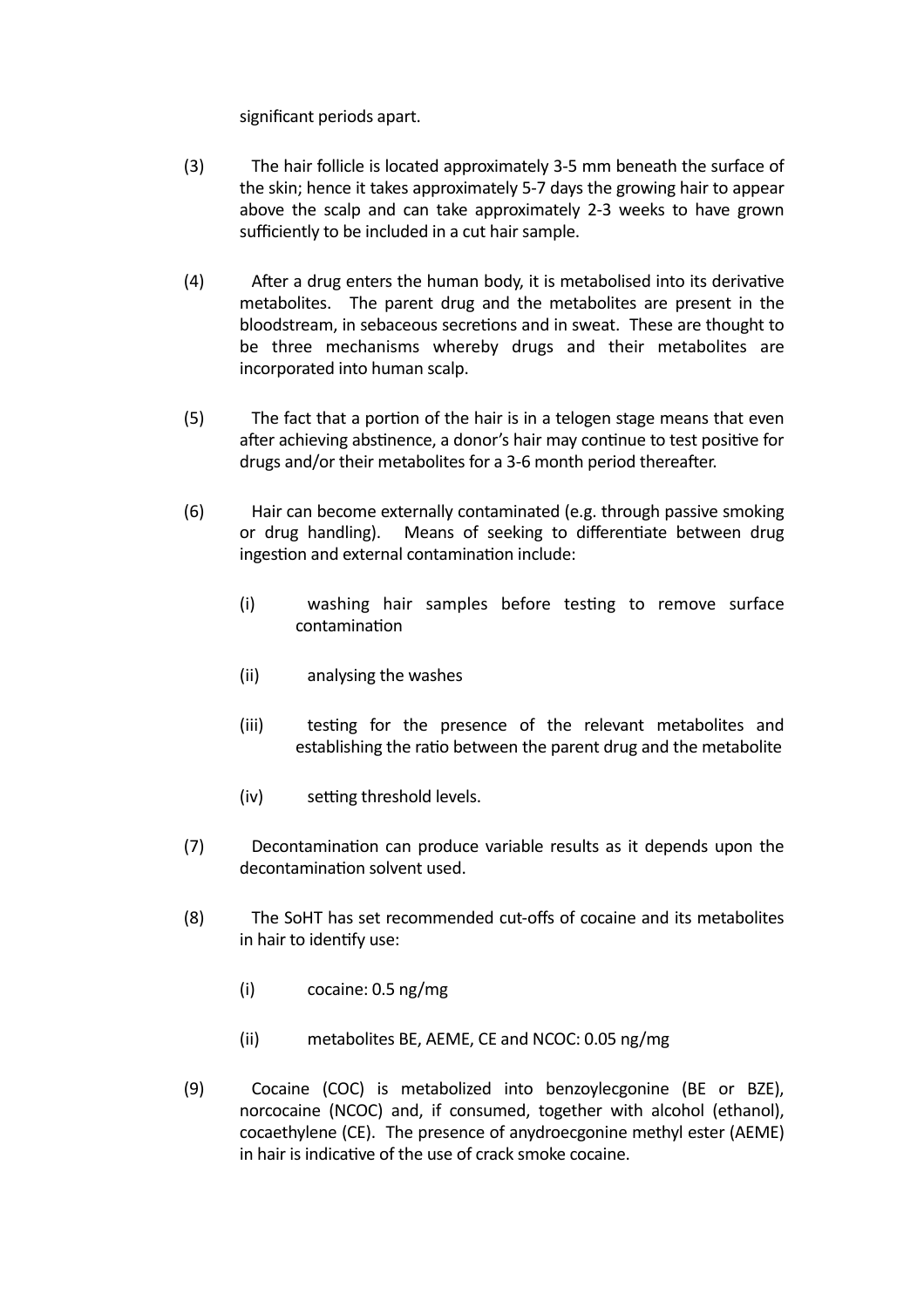significant periods apart.

(3) The hair follicle is located approximately 3-5 mm beneath the surface of the skin; hence it takes approximately 5-7 days the growing hair to appear above the scalp and can take approximately 2-3 weeks to have grown sufficiently to be included in a cut hair sample.

(4) After a drug enters the human body, it is metabolised into its derivative metabolites. The parent drug and the metabolites are present in the bloodstream, in sebaceous secretions and in sweat. These are thought to be three mechanisms whereby drugs and their metabolites are incorporated into human scalp.

(5) The fact that a portion of the hair is in a telogen stage means that even after achieving abstinence, a donor's hair may continue to test positive for drugs and/or their metabolites for a 3-6 month period thereafter.

(6) Hair can become externally contaminated (e.g. through passive smoking or drug handling). Means of seeking to differentiate between drug ingestion and external contamination include:

(i) washing hair samples before testing to remove surface contamination

(ii) analysing the washes

(iii) testing for the presence of the relevant metabolites and establishing the ratio between the parent drug and the metabolite

(iv) setting threshold levels.

(7) Decontamination can produce variable results as it depends upon the decontamination solvent used.

(8) The SoHT has set recommended cut-offs of cocaine and its metabolites in hair to identify use:

(i) cocaine: 0.5 ng/mg

(ii) metabolites BE, AEME, CE and NCOC: 0.05 ng/mg

(9) Cocaine (COC) is metabolized into benzoylecgonine (BE or BZE), norcocaine (NCOC) and, if consumed, together with alcohol (ethanol), cocaethylene (CE). The presence of anydroecgonine methyl ester (AEME) in hair is indicative of the use of crack smoke cocaine.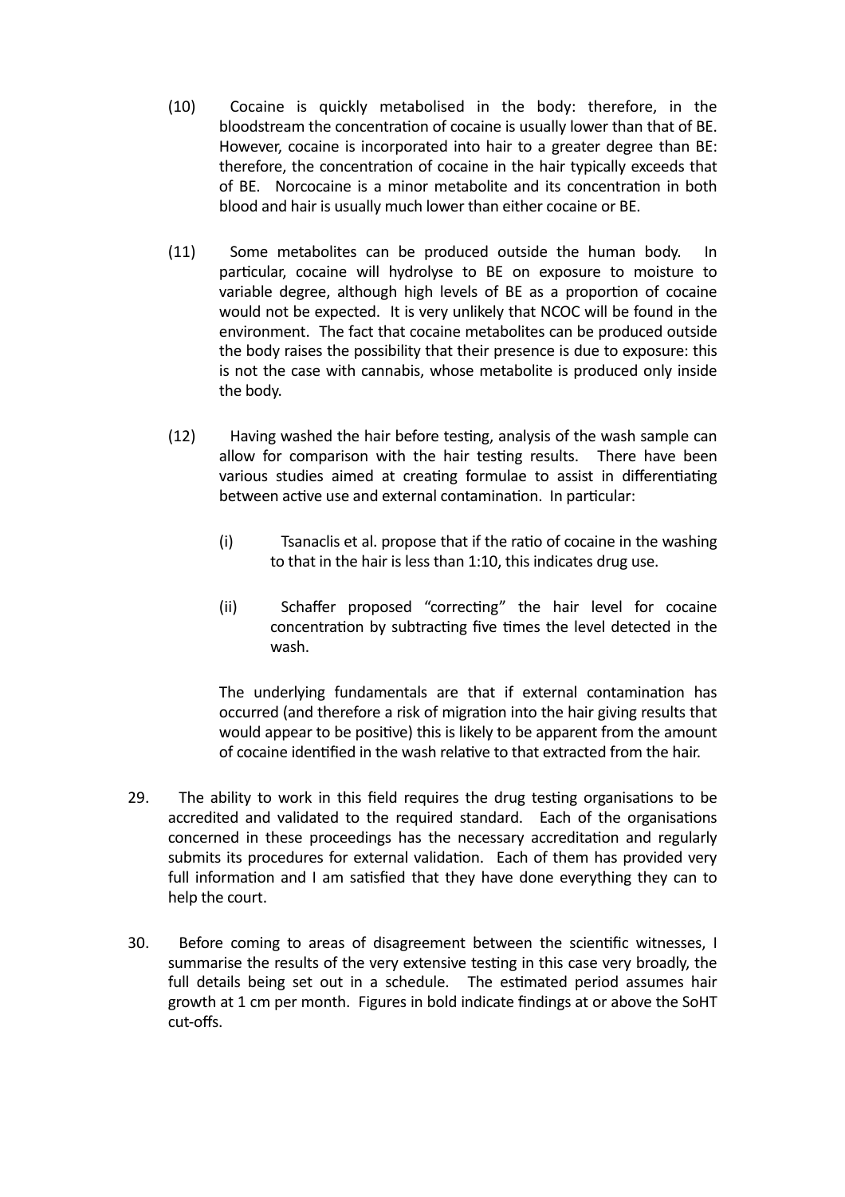(10) Cocaine is quickly metabolised in the body: therefore, in the bloodstream the concentration of cocaine is usually lower than that of BE. However, cocaine is incorporated into hair to a greater degree than BE: therefore, the concentration of cocaine in the hair typically exceeds that of BE. Norcocaine is a minor metabolite and its concentration in both blood and hair is usually much lower than either cocaine or BE.

(11) Some metabolites can be produced outside the human body. In particular, cocaine will hydrolyse to BE on exposure to moisture to variable degree, although high levels of BE as a proportion of cocaine would not be expected. It is very unlikely that NCOC will be found in the environment. The fact that cocaine metabolites can be produced outside the body raises the possibility that their presence is due to exposure: this is not the case with cannabis, whose metabolite is produced only inside the body.

(12) Having washed the hair before testing, analysis of the wash sample can allow for comparison with the hair testing results. There have been various studies aimed at creating formulae to assist in differentiating between active use and external contamination. In particular:

(i) Tsanaclis et al. propose that if the ratio of cocaine in the washing to that in the hair is less than 1:10, this indicates drug use.

(ii) Schaffer proposed "correcting" the hair level for cocaine concentration by subtracting five times the level detected in the wash.

The underlying fundamentals are that if external contamination has occurred (and therefore a risk of migration into the hair giving results that would appear to be positive) this is likely to be apparent from the amount of cocaine identified in the wash relative to that extracted from the hair.

29. The ability to work in this field requires the drug testing organisations to be accredited and validated to the required standard. Each of the organisations concerned in these proceedings has the necessary accreditation and regularly submits its procedures for external validation. Each of them has provided very full information and I am satisfied that they have done everything they can to help the court.

30. Before coming to areas of disagreement between the scientific witnesses, I summarise the results of the very extensive testing in this case very broadly, the full details being set out in a schedule. The estimated period assumes hair growth at 1 cm per month. Figures in bold indicate findings at or above the SoHT cut-offs.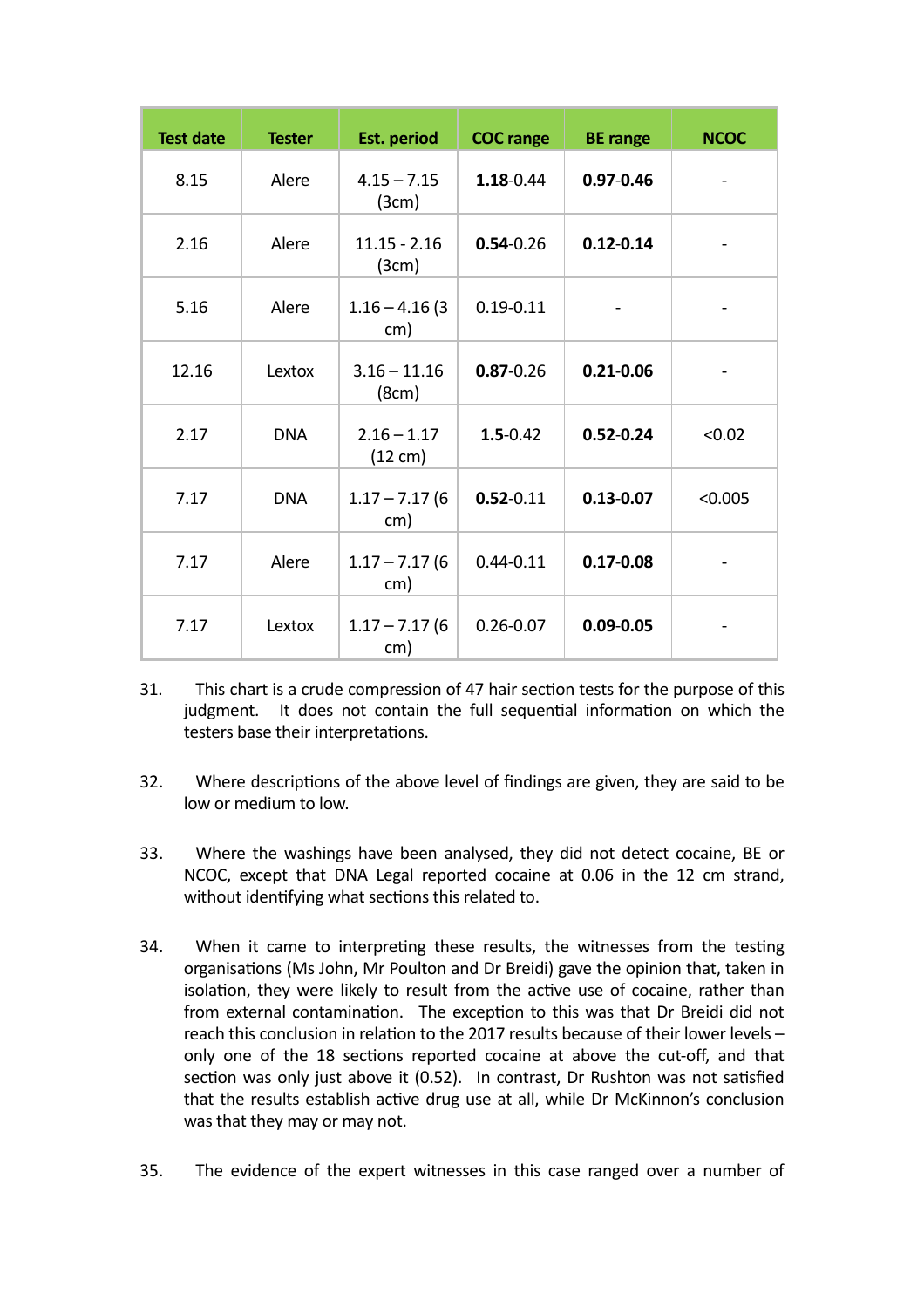| Test date | Tester | Est. period | COC range | BE range | NCOC |
|---|---|---|---|---|---|
| 8.15 | Alere | 4.15 – 7.15 (3cm) | **1.18**-0.44 | **0.97-0.46** | - |
| 2.16 | Alere | 11.15 - 2.16 (3cm) | **0.54**-0.26 | **0.12-0.14** | - |
| 5.16 | Alere | 1.16 – 4.16 (3 cm) | 0.19-0.11 | - | - |
| 12.16 | Lextox | 3.16 – 11.16 (8cm) | **0.87**-0.26 | **0.21-0.06** | - |
| 2.17 | DNA | 2.16 – 1.17 (12 cm) | **1.5**-0.42 | **0.52-0.24** | <0.02 |
| 7.17 | DNA | 1.17 – 7.17 (6 cm) | **0.52**-0.11 | **0.13-0.07** | <0.005 |
| 7.17 | Alere | 1.17 – 7.17 (6 cm) | 0.44-0.11 | **0.17-0.08** | - |
| 7.17 | Lextox | 1.17 – 7.17 (6 cm) | 0.26-0.07 | **0.09-0.05** | - |

31. This chart is a crude compression of 47 hair section tests for the purpose of this judgment. It does not contain the full sequential information on which the testers base their interpretations.

32. Where descriptions of the above level of findings are given, they are said to be low or medium to low.

33. Where the washings have been analysed, they did not detect cocaine, BE or NCOC, except that DNA Legal reported cocaine at 0.06 in the 12 cm strand, without identifying what sections this related to.

34. When it came to interpreting these results, the witnesses from the testing organisations (Ms John, Mr Poulton and Dr Breidi) gave the opinion that, taken in isolation, they were likely to result from the active use of cocaine, rather than from external contamination. The exception to this was that Dr Breidi did not reach this conclusion in relation to the 2017 results because of their lower levels – only one of the 18 sections reported cocaine at above the cut-off, and that section was only just above it (0.52). In contrast, Dr Rushton was not satisfied that the results establish active drug use at all, while Dr McKinnon's conclusion was that they may or may not.

35. The evidence of the expert witnesses in this case ranged over a number of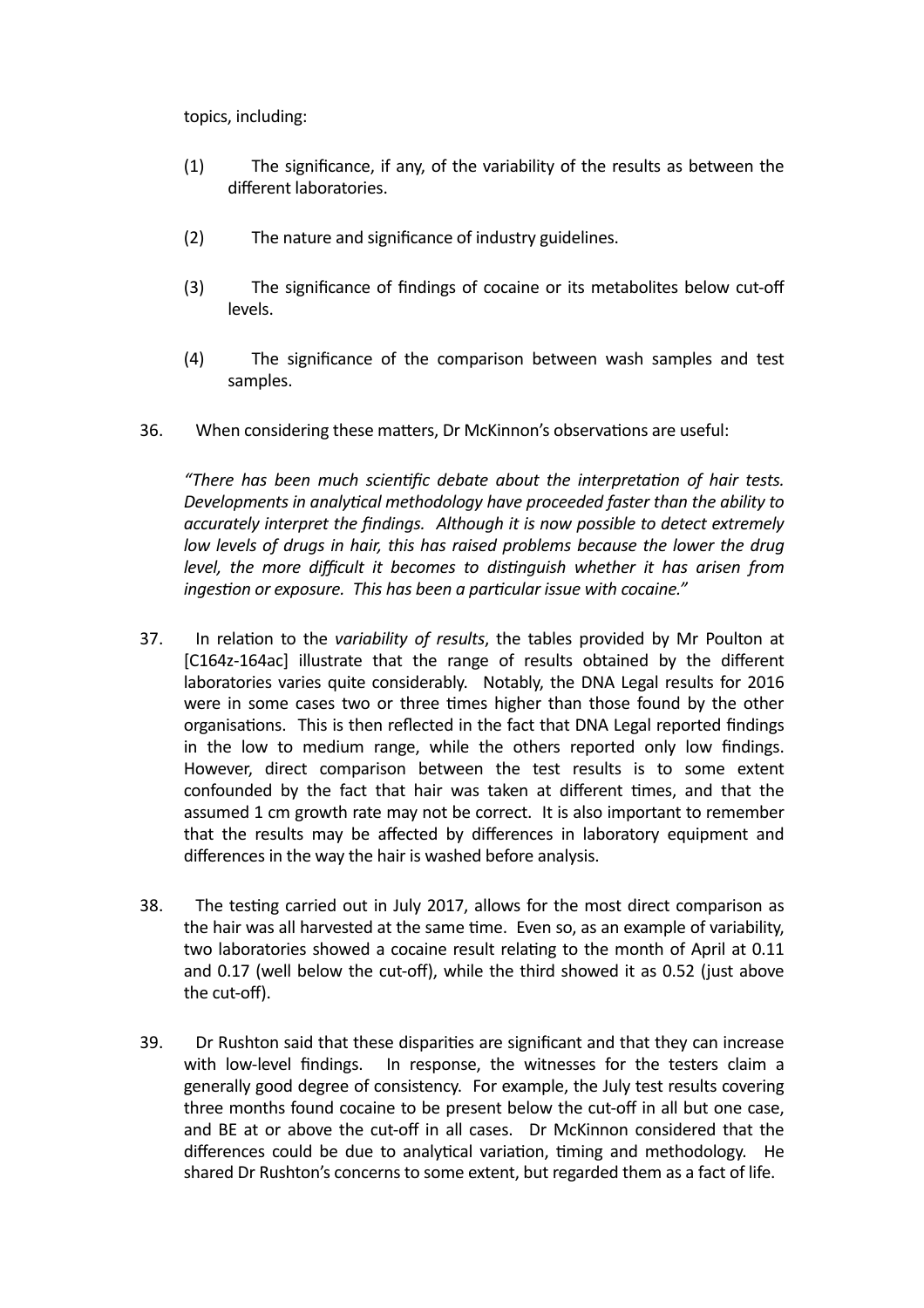topics, including:

(1) The significance, if any, of the variability of the results as between the different laboratories.

(2) The nature and significance of industry guidelines.

(3) The significance of findings of cocaine or its metabolites below cut-off levels.

(4) The significance of the comparison between wash samples and test samples.

36. When considering these matters, Dr McKinnon's observations are useful:

*"There has been much scientific debate about the interpretation of hair tests. Developments in analytical methodology have proceeded faster than the ability to accurately interpret the findings. Although it is now possible to detect extremely low levels of drugs in hair, this has raised problems because the lower the drug level, the more difficult it becomes to distinguish whether it has arisen from ingestion or exposure. This has been a particular issue with cocaine."*

37. In relation to the *variability of results*, the tables provided by Mr Poulton at [C164z-164ac] illustrate that the range of results obtained by the different laboratories varies quite considerably. Notably, the DNA Legal results for 2016 were in some cases two or three times higher than those found by the other organisations. This is then reflected in the fact that DNA Legal reported findings in the low to medium range, while the others reported only low findings. However, direct comparison between the test results is to some extent confounded by the fact that hair was taken at different times, and that the assumed 1 cm growth rate may not be correct. It is also important to remember that the results may be affected by differences in laboratory equipment and differences in the way the hair is washed before analysis.

38. The testing carried out in July 2017, allows for the most direct comparison as the hair was all harvested at the same time. Even so, as an example of variability, two laboratories showed a cocaine result relating to the month of April at 0.11 and 0.17 (well below the cut-off), while the third showed it as 0.52 (just above the cut-off).

39. Dr Rushton said that these disparities are significant and that they can increase with low-level findings. In response, the witnesses for the testers claim a generally good degree of consistency. For example, the July test results covering three months found cocaine to be present below the cut-off in all but one case, and BE at or above the cut-off in all cases. Dr McKinnon considered that the differences could be due to analytical variation, timing and methodology. He shared Dr Rushton's concerns to some extent, but regarded them as a fact of life.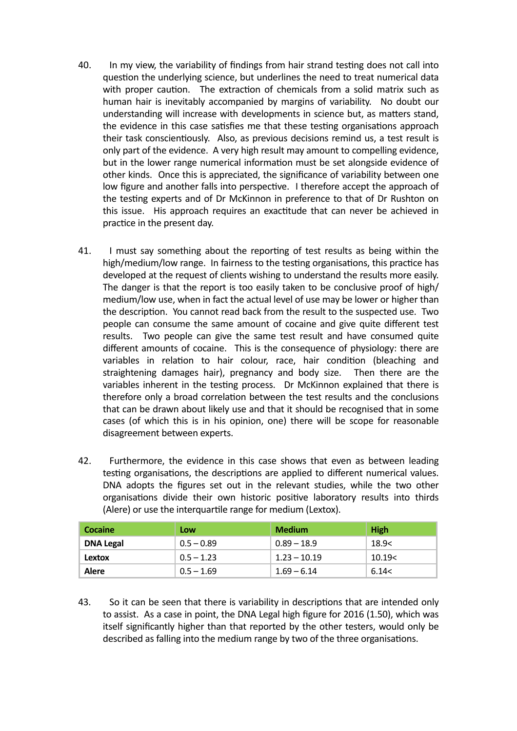40. In my view, the variability of findings from hair strand testing does not call into question the underlying science, but underlines the need to treat numerical data with proper caution. The extraction of chemicals from a solid matrix such as human hair is inevitably accompanied by margins of variability. No doubt our understanding will increase with developments in science but, as matters stand, the evidence in this case satisfies me that these testing organisations approach their task conscientiously. Also, as previous decisions remind us, a test result is only part of the evidence. A very high result may amount to compelling evidence, but in the lower range numerical information must be set alongside evidence of other kinds. Once this is appreciated, the significance of variability between one low figure and another falls into perspective. I therefore accept the approach of the testing experts and of Dr McKinnon in preference to that of Dr Rushton on this issue. His approach requires an exactitude that can never be achieved in practice in the present day.

41. I must say something about the reporting of test results as being within the high/medium/low range. In fairness to the testing organisations, this practice has developed at the request of clients wishing to understand the results more easily. The danger is that the report is too easily taken to be conclusive proof of high/medium/low use, when in fact the actual level of use may be lower or higher than the description. You cannot read back from the result to the suspected use. Two people can consume the same amount of cocaine and give quite different test results. Two people can give the same test result and have consumed quite different amounts of cocaine. This is the consequence of physiology: there are variables in relation to hair colour, race, hair condition (bleaching and straightening damages hair), pregnancy and body size. Then there are the variables inherent in the testing process. Dr McKinnon explained that there is therefore only a broad correlation between the test results and the conclusions that can be drawn about likely use and that it should be recognised that in some cases (of which this is in his opinion, one) there will be scope for reasonable disagreement between experts.

42. Furthermore, the evidence in this case shows that even as between leading testing organisations, the descriptions are applied to different numerical values. DNA adopts the figures set out in the relevant studies, while the two other organisations divide their own historic positive laboratory results into thirds (Alere) or use the interquartile range for medium (Lextox).

| Cocaine | Low | Medium | High |
|---|---|---|---|
| **DNA Legal** | 0.5 – 0.89 | 0.89 – 18.9 | 18.9< |
| **Lextox** | 0.5 – 1.23 | 1.23 – 10.19 | 10.19< |
| **Alere** | 0.5 – 1.69 | 1.69 – 6.14 | 6.14< |

43. So it can be seen that there is variability in descriptions that are intended only to assist. As a case in point, the DNA Legal high figure for 2016 (1.50), which was itself significantly higher than that reported by the other testers, would only be described as falling into the medium range by two of the three organisations.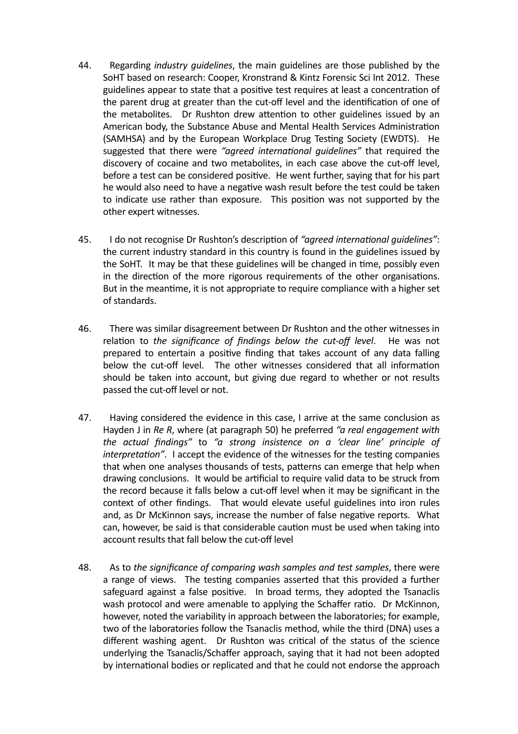44. Regarding *industry guidelines*, the main guidelines are those published by the SoHT based on research: Cooper, Kronstrand & Kintz Forensic Sci Int 2012. These guidelines appear to state that a positive test requires at least a concentration of the parent drug at greater than the cut-off level and the identification of one of the metabolites. Dr Rushton drew attention to other guidelines issued by an American body, the Substance Abuse and Mental Health Services Administration (SAMHSA) and by the European Workplace Drug Testing Society (EWDTS). He suggested that there were *"agreed international guidelines"* that required the discovery of cocaine and two metabolites, in each case above the cut-off level, before a test can be considered positive. He went further, saying that for his part he would also need to have a negative wash result before the test could be taken to indicate use rather than exposure. This position was not supported by the other expert witnesses.

45. I do not recognise Dr Rushton's description of *"agreed international guidelines"*: the current industry standard in this country is found in the guidelines issued by the SoHT. It may be that these guidelines will be changed in time, possibly even in the direction of the more rigorous requirements of the other organisations. But in the meantime, it is not appropriate to require compliance with a higher set of standards.

46. There was similar disagreement between Dr Rushton and the other witnesses in relation to *the significance of findings below the cut-off level*. He was not prepared to entertain a positive finding that takes account of any data falling below the cut-off level. The other witnesses considered that all information should be taken into account, but giving due regard to whether or not results passed the cut-off level or not.

47. Having considered the evidence in this case, I arrive at the same conclusion as Hayden J in *Re R*, where (at paragraph 50) he preferred *"a real engagement with the actual findings"* to *"a strong insistence on a 'clear line' principle of interpretation"*. I accept the evidence of the witnesses for the testing companies that when one analyses thousands of tests, patterns can emerge that help when drawing conclusions. It would be artificial to require valid data to be struck from the record because it falls below a cut-off level when it may be significant in the context of other findings. That would elevate useful guidelines into iron rules and, as Dr McKinnon says, increase the number of false negative reports. What can, however, be said is that considerable caution must be used when taking into account results that fall below the cut-off level

48. As to *the significance of comparing wash samples and test samples*, there were a range of views. The testing companies asserted that this provided a further safeguard against a false positive. In broad terms, they adopted the Tsanaclis wash protocol and were amenable to applying the Schaffer ratio. Dr McKinnon, however, noted the variability in approach between the laboratories; for example, two of the laboratories follow the Tsanaclis method, while the third (DNA) uses a different washing agent. Dr Rushton was critical of the status of the science underlying the Tsanaclis/Schaffer approach, saying that it had not been adopted by international bodies or replicated and that he could not endorse the approach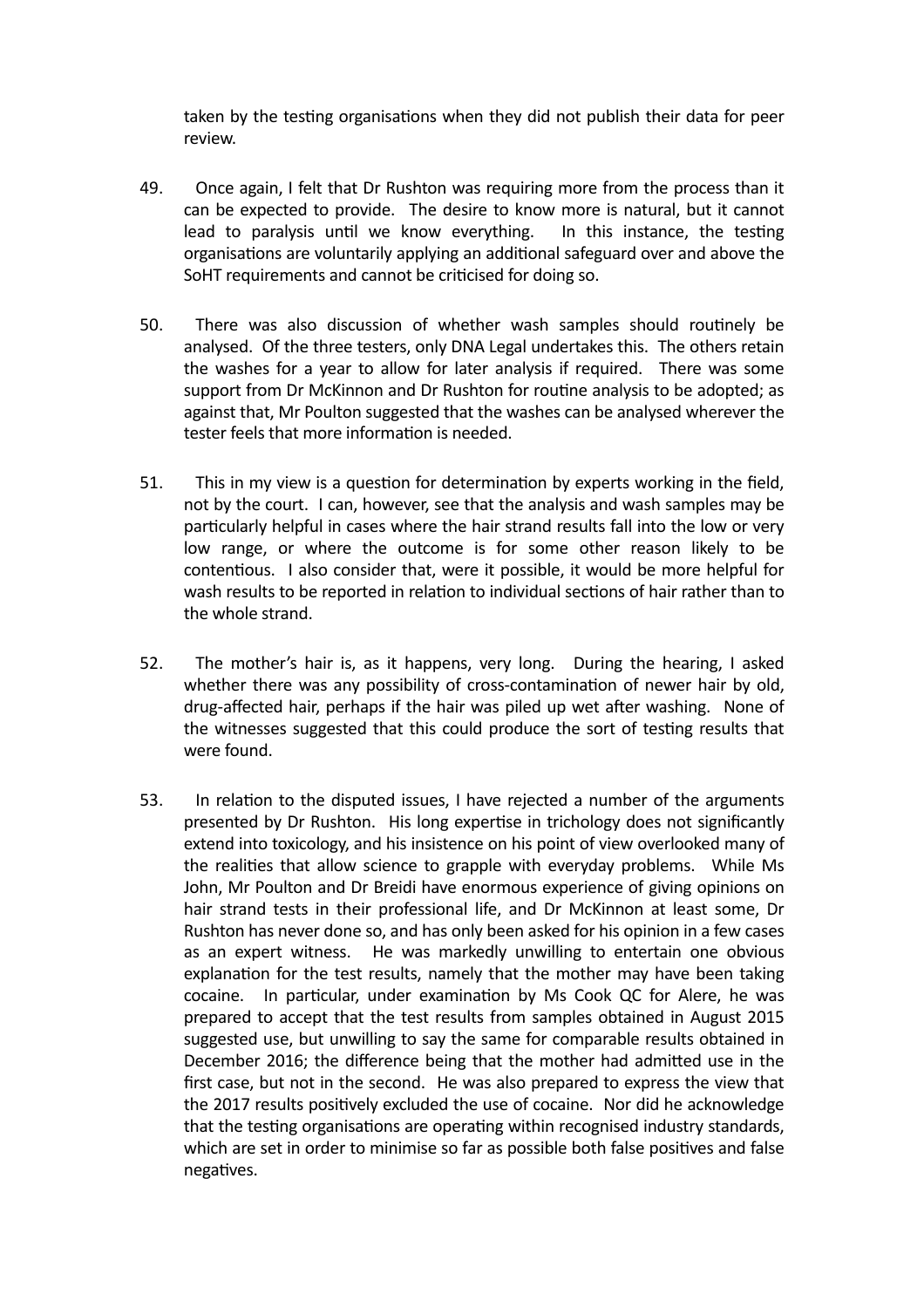taken by the testing organisations when they did not publish their data for peer review.

49. Once again, I felt that Dr Rushton was requiring more from the process than it can be expected to provide. The desire to know more is natural, but it cannot lead to paralysis until we know everything. In this instance, the testing organisations are voluntarily applying an additional safeguard over and above the SoHT requirements and cannot be criticised for doing so.

50. There was also discussion of whether wash samples should routinely be analysed. Of the three testers, only DNA Legal undertakes this. The others retain the washes for a year to allow for later analysis if required. There was some support from Dr McKinnon and Dr Rushton for routine analysis to be adopted; as against that, Mr Poulton suggested that the washes can be analysed wherever the tester feels that more information is needed.

51. This in my view is a question for determination by experts working in the field, not by the court. I can, however, see that the analysis and wash samples may be particularly helpful in cases where the hair strand results fall into the low or very low range, or where the outcome is for some other reason likely to be contentious. I also consider that, were it possible, it would be more helpful for wash results to be reported in relation to individual sections of hair rather than to the whole strand.

52. The mother's hair is, as it happens, very long. During the hearing, I asked whether there was any possibility of cross-contamination of newer hair by old, drug-affected hair, perhaps if the hair was piled up wet after washing. None of the witnesses suggested that this could produce the sort of testing results that were found.

53. In relation to the disputed issues, I have rejected a number of the arguments presented by Dr Rushton. His long expertise in trichology does not significantly extend into toxicology, and his insistence on his point of view overlooked many of the realities that allow science to grapple with everyday problems. While Ms John, Mr Poulton and Dr Breidi have enormous experience of giving opinions on hair strand tests in their professional life, and Dr McKinnon at least some, Dr Rushton has never done so, and has only been asked for his opinion in a few cases as an expert witness. He was markedly unwilling to entertain one obvious explanation for the test results, namely that the mother may have been taking cocaine. In particular, under examination by Ms Cook QC for Alere, he was prepared to accept that the test results from samples obtained in August 2015 suggested use, but unwilling to say the same for comparable results obtained in December 2016; the difference being that the mother had admitted use in the first case, but not in the second. He was also prepared to express the view that the 2017 results positively excluded the use of cocaine. Nor did he acknowledge that the testing organisations are operating within recognised industry standards, which are set in order to minimise so far as possible both false positives and false negatives.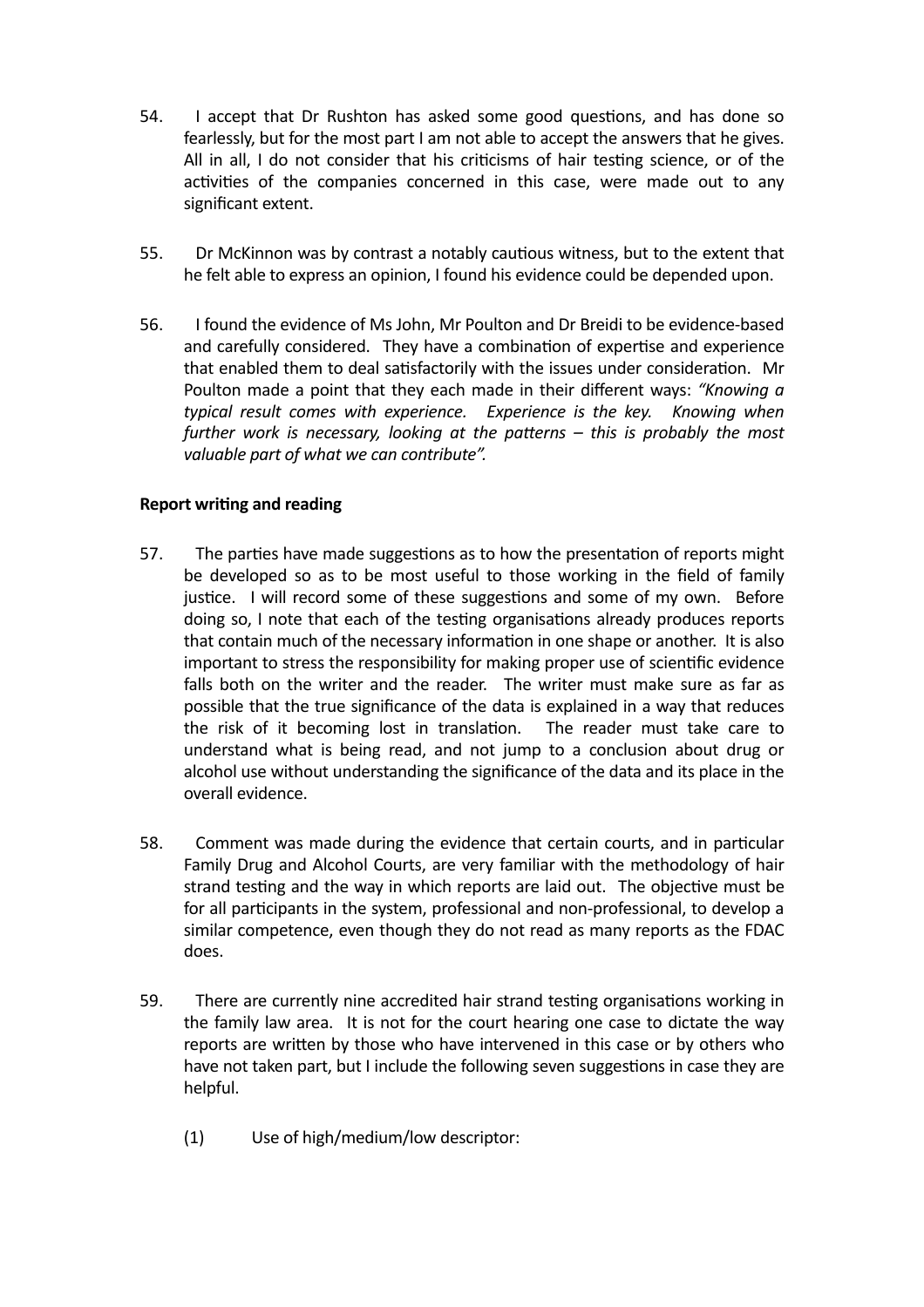54. I accept that Dr Rushton has asked some good questions, and has done so fearlessly, but for the most part I am not able to accept the answers that he gives. All in all, I do not consider that his criticisms of hair testing science, or of the activities of the companies concerned in this case, were made out to any significant extent.

55. Dr McKinnon was by contrast a notably cautious witness, but to the extent that he felt able to express an opinion, I found his evidence could be depended upon.

56. I found the evidence of Ms John, Mr Poulton and Dr Breidi to be evidence-based and carefully considered. They have a combination of expertise and experience that enabled them to deal satisfactorily with the issues under consideration. Mr Poulton made a point that they each made in their different ways: *"Knowing a typical result comes with experience. Experience is the key. Knowing when further work is necessary, looking at the patterns – this is probably the most valuable part of what we can contribute".*

**Report writing and reading**

57. The parties have made suggestions as to how the presentation of reports might be developed so as to be most useful to those working in the field of family justice. I will record some of these suggestions and some of my own. Before doing so, I note that each of the testing organisations already produces reports that contain much of the necessary information in one shape or another. It is also important to stress the responsibility for making proper use of scientific evidence falls both on the writer and the reader. The writer must make sure as far as possible that the true significance of the data is explained in a way that reduces the risk of it becoming lost in translation. The reader must take care to understand what is being read, and not jump to a conclusion about drug or alcohol use without understanding the significance of the data and its place in the overall evidence.

58. Comment was made during the evidence that certain courts, and in particular Family Drug and Alcohol Courts, are very familiar with the methodology of hair strand testing and the way in which reports are laid out. The objective must be for all participants in the system, professional and non-professional, to develop a similar competence, even though they do not read as many reports as the FDAC does.

59. There are currently nine accredited hair strand testing organisations working in the family law area. It is not for the court hearing one case to dictate the way reports are written by those who have intervened in this case or by others who have not taken part, but I include the following seven suggestions in case they are helpful.

(1) Use of high/medium/low descriptor: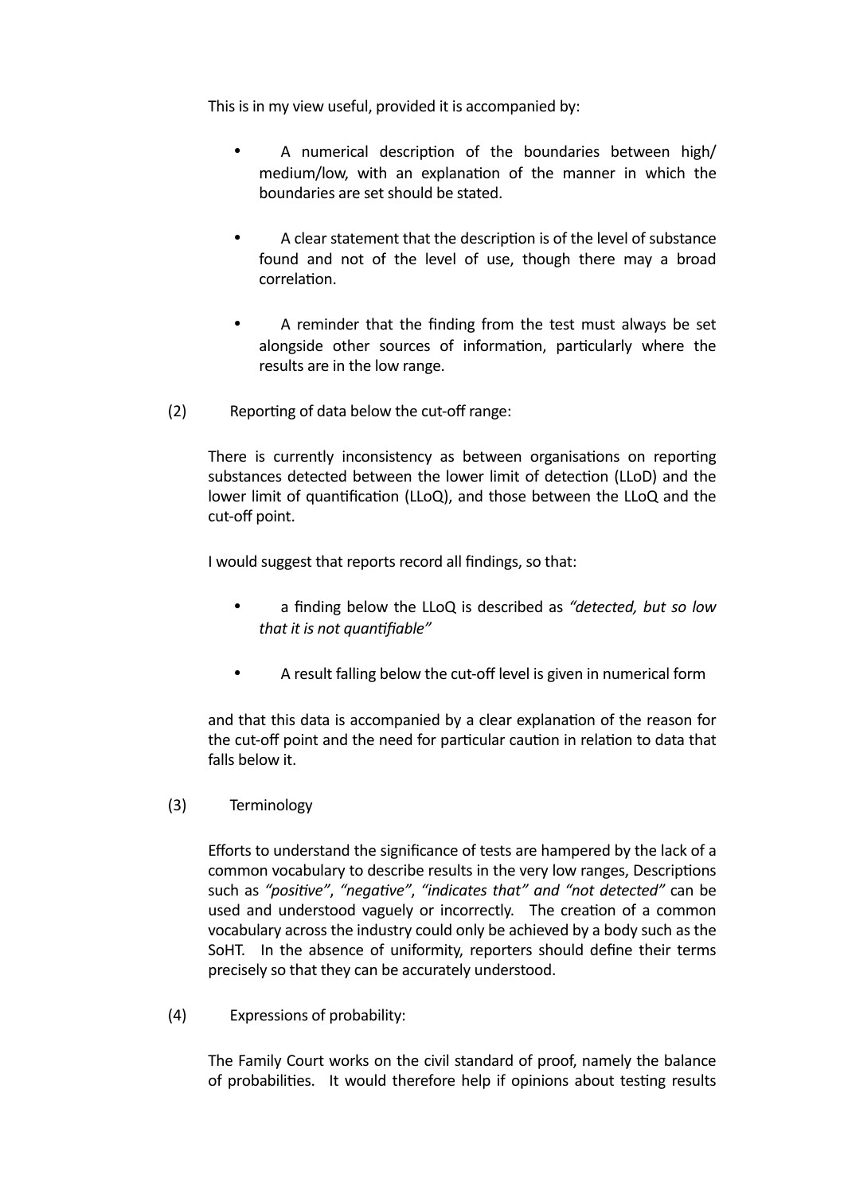This is in my view useful, provided it is accompanied by:

- A numerical description of the boundaries between high/ medium/low, with an explanation of the manner in which the boundaries are set should be stated.
- A clear statement that the description is of the level of substance found and not of the level of use, though there may a broad correlation.
- A reminder that the finding from the test must always be set alongside other sources of information, particularly where the results are in the low range.

(2) Reporting of data below the cut-off range:

There is currently inconsistency as between organisations on reporting substances detected between the lower limit of detection (LLoD) and the lower limit of quantification (LLoQ), and those between the LLoQ and the cut-off point.

I would suggest that reports record all findings, so that:

- a finding below the LLoQ is described as *"detected, but so low that it is not quantifiable"*
- A result falling below the cut-off level is given in numerical form

and that this data is accompanied by a clear explanation of the reason for the cut-off point and the need for particular caution in relation to data that falls below it.

(3) Terminology

Efforts to understand the significance of tests are hampered by the lack of a common vocabulary to describe results in the very low ranges, Descriptions such as *"positive"*, *"negative"*, *"indicates that" and "not detected"* can be used and understood vaguely or incorrectly. The creation of a common vocabulary across the industry could only be achieved by a body such as the SoHT. In the absence of uniformity, reporters should define their terms precisely so that they can be accurately understood.

(4) Expressions of probability:

The Family Court works on the civil standard of proof, namely the balance of probabilities. It would therefore help if opinions about testing results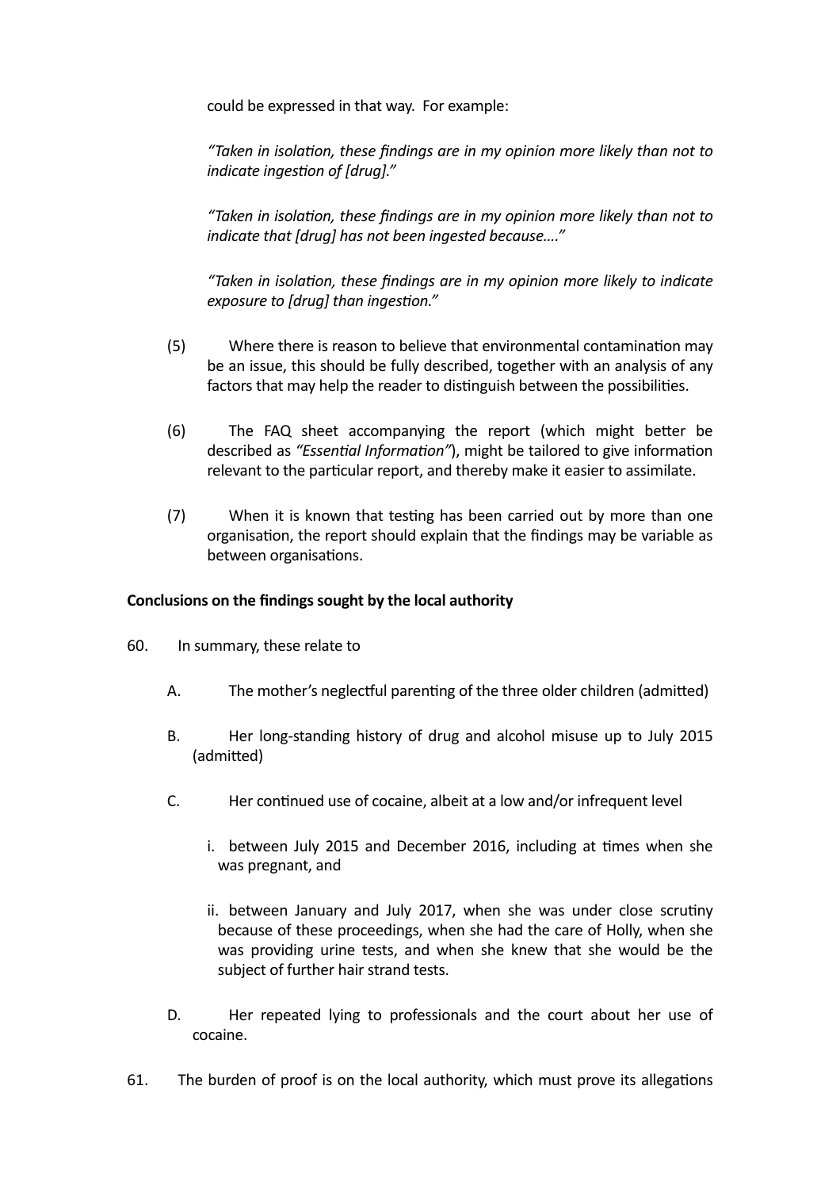could be expressed in that way. For example:

*"Taken in isolation, these findings are in my opinion more likely than not to indicate ingestion of [drug]."*

*"Taken in isolation, these findings are in my opinion more likely than not to indicate that [drug] has not been ingested because…."*

*"Taken in isolation, these findings are in my opinion more likely to indicate exposure to [drug] than ingestion."*

(5) Where there is reason to believe that environmental contamination may be an issue, this should be fully described, together with an analysis of any factors that may help the reader to distinguish between the possibilities.

(6) The FAQ sheet accompanying the report (which might better be described as *"Essential Information"*), might be tailored to give information relevant to the particular report, and thereby make it easier to assimilate.

(7) When it is known that testing has been carried out by more than one organisation, the report should explain that the findings may be variable as between organisations.

**Conclusions on the findings sought by the local authority**

60. In summary, these relate to

A. The mother's neglectful parenting of the three older children (admitted)

B. Her long-standing history of drug and alcohol misuse up to July 2015 (admitted)

C. Her continued use of cocaine, albeit at a low and/or infrequent level

i. between July 2015 and December 2016, including at times when she was pregnant, and

ii. between January and July 2017, when she was under close scrutiny because of these proceedings, when she had the care of Holly, when she was providing urine tests, and when she knew that she would be the subject of further hair strand tests.

D. Her repeated lying to professionals and the court about her use of cocaine.

61. The burden of proof is on the local authority, which must prove its allegations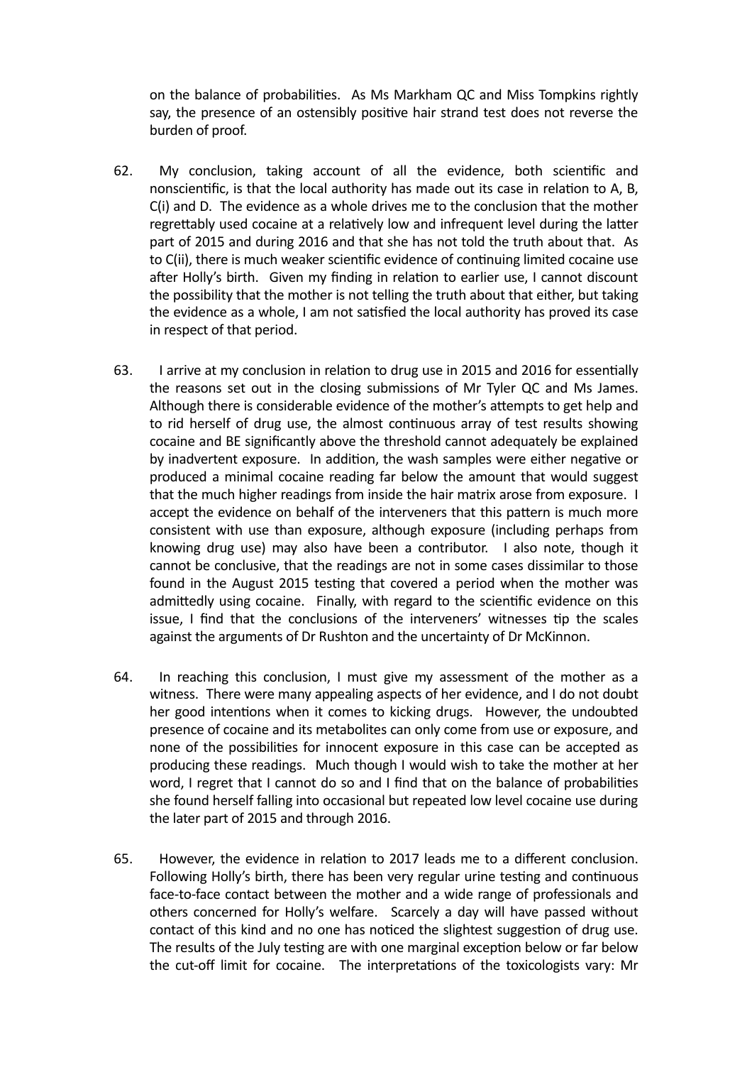on the balance of probabilities. As Ms Markham QC and Miss Tompkins rightly say, the presence of an ostensibly positive hair strand test does not reverse the burden of proof.

62. My conclusion, taking account of all the evidence, both scientific and nonscientific, is that the local authority has made out its case in relation to A, B, C(i) and D. The evidence as a whole drives me to the conclusion that the mother regrettably used cocaine at a relatively low and infrequent level during the latter part of 2015 and during 2016 and that she has not told the truth about that. As to C(ii), there is much weaker scientific evidence of continuing limited cocaine use after Holly's birth. Given my finding in relation to earlier use, I cannot discount the possibility that the mother is not telling the truth about that either, but taking the evidence as a whole, I am not satisfied the local authority has proved its case in respect of that period.

63. I arrive at my conclusion in relation to drug use in 2015 and 2016 for essentially the reasons set out in the closing submissions of Mr Tyler QC and Ms James. Although there is considerable evidence of the mother's attempts to get help and to rid herself of drug use, the almost continuous array of test results showing cocaine and BE significantly above the threshold cannot adequately be explained by inadvertent exposure. In addition, the wash samples were either negative or produced a minimal cocaine reading far below the amount that would suggest that the much higher readings from inside the hair matrix arose from exposure. I accept the evidence on behalf of the interveners that this pattern is much more consistent with use than exposure, although exposure (including perhaps from knowing drug use) may also have been a contributor. I also note, though it cannot be conclusive, that the readings are not in some cases dissimilar to those found in the August 2015 testing that covered a period when the mother was admittedly using cocaine. Finally, with regard to the scientific evidence on this issue, I find that the conclusions of the interveners' witnesses tip the scales against the arguments of Dr Rushton and the uncertainty of Dr McKinnon.

64. In reaching this conclusion, I must give my assessment of the mother as a witness. There were many appealing aspects of her evidence, and I do not doubt her good intentions when it comes to kicking drugs. However, the undoubted presence of cocaine and its metabolites can only come from use or exposure, and none of the possibilities for innocent exposure in this case can be accepted as producing these readings. Much though I would wish to take the mother at her word, I regret that I cannot do so and I find that on the balance of probabilities she found herself falling into occasional but repeated low level cocaine use during the later part of 2015 and through 2016.

65. However, the evidence in relation to 2017 leads me to a different conclusion. Following Holly's birth, there has been very regular urine testing and continuous face-to-face contact between the mother and a wide range of professionals and others concerned for Holly's welfare. Scarcely a day will have passed without contact of this kind and no one has noticed the slightest suggestion of drug use. The results of the July testing are with one marginal exception below or far below the cut-off limit for cocaine. The interpretations of the toxicologists vary: Mr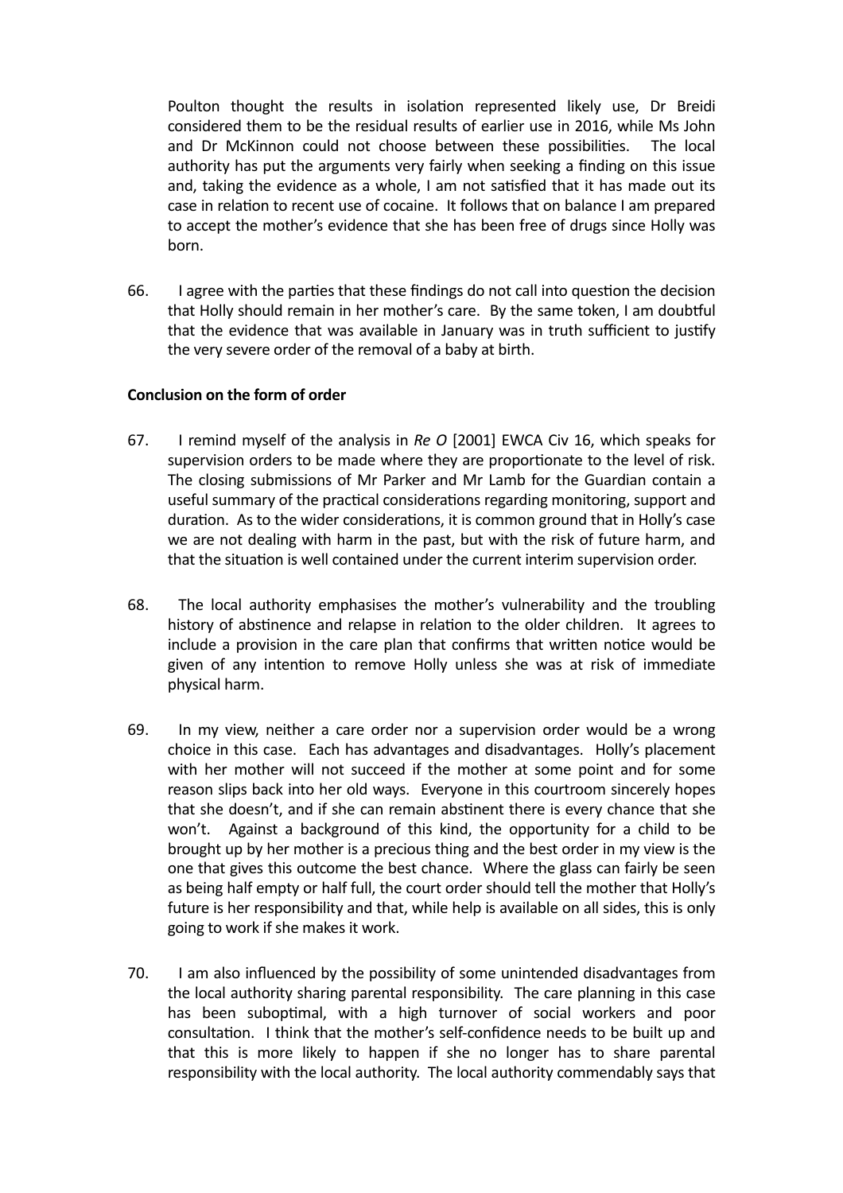Poulton thought the results in isolation represented likely use, Dr Breidi considered them to be the residual results of earlier use in 2016, while Ms John and Dr McKinnon could not choose between these possibilities. The local authority has put the arguments very fairly when seeking a finding on this issue and, taking the evidence as a whole, I am not satisfied that it has made out its case in relation to recent use of cocaine. It follows that on balance I am prepared to accept the mother's evidence that she has been free of drugs since Holly was born.

66. I agree with the parties that these findings do not call into question the decision that Holly should remain in her mother's care. By the same token, I am doubtful that the evidence that was available in January was in truth sufficient to justify the very severe order of the removal of a baby at birth.

**Conclusion on the form of order**

67. I remind myself of the analysis in *Re O* [2001] EWCA Civ 16, which speaks for supervision orders to be made where they are proportionate to the level of risk. The closing submissions of Mr Parker and Mr Lamb for the Guardian contain a useful summary of the practical considerations regarding monitoring, support and duration. As to the wider considerations, it is common ground that in Holly's case we are not dealing with harm in the past, but with the risk of future harm, and that the situation is well contained under the current interim supervision order.

68. The local authority emphasises the mother's vulnerability and the troubling history of abstinence and relapse in relation to the older children. It agrees to include a provision in the care plan that confirms that written notice would be given of any intention to remove Holly unless she was at risk of immediate physical harm.

69. In my view, neither a care order nor a supervision order would be a wrong choice in this case. Each has advantages and disadvantages. Holly's placement with her mother will not succeed if the mother at some point and for some reason slips back into her old ways. Everyone in this courtroom sincerely hopes that she doesn't, and if she can remain abstinent there is every chance that she won't. Against a background of this kind, the opportunity for a child to be brought up by her mother is a precious thing and the best order in my view is the one that gives this outcome the best chance. Where the glass can fairly be seen as being half empty or half full, the court order should tell the mother that Holly's future is her responsibility and that, while help is available on all sides, this is only going to work if she makes it work.

70. I am also influenced by the possibility of some unintended disadvantages from the local authority sharing parental responsibility. The care planning in this case has been suboptimal, with a high turnover of social workers and poor consultation. I think that the mother's self-confidence needs to be built up and that this is more likely to happen if she no longer has to share parental responsibility with the local authority. The local authority commendably says that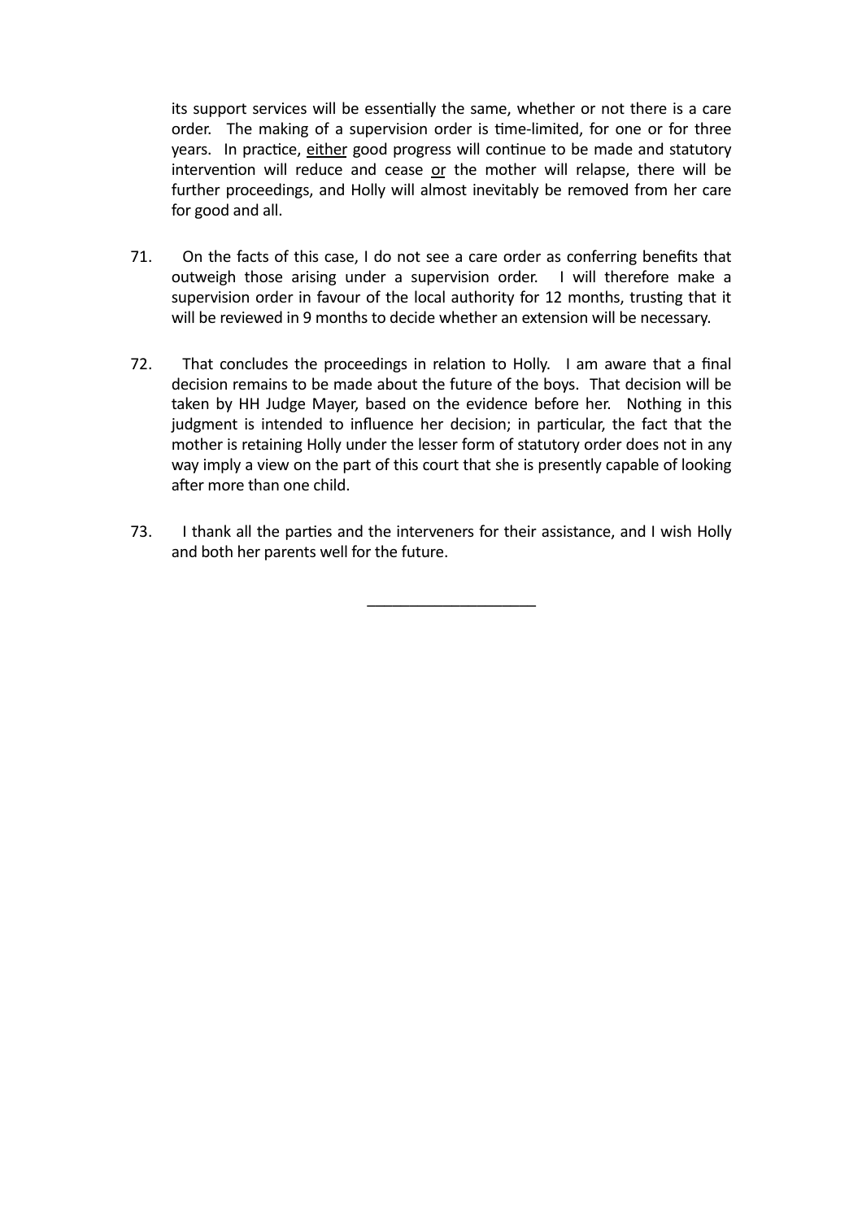its support services will be essentially the same, whether or not there is a care order. The making of a supervision order is time-limited, for one or for three years. In practice, either good progress will continue to be made and statutory intervention will reduce and cease or the mother will relapse, there will be further proceedings, and Holly will almost inevitably be removed from her care for good and all.

71. On the facts of this case, I do not see a care order as conferring benefits that outweigh those arising under a supervision order. I will therefore make a supervision order in favour of the local authority for 12 months, trusting that it will be reviewed in 9 months to decide whether an extension will be necessary.

72. That concludes the proceedings in relation to Holly. I am aware that a final decision remains to be made about the future of the boys. That decision will be taken by HH Judge Mayer, based on the evidence before her. Nothing in this judgment is intended to influence her decision; in particular, the fact that the mother is retaining Holly under the lesser form of statutory order does not in any way imply a view on the part of this court that she is presently capable of looking after more than one child.

73. I thank all the parties and the interveners for their assistance, and I wish Holly and both her parents well for the future.

___________________